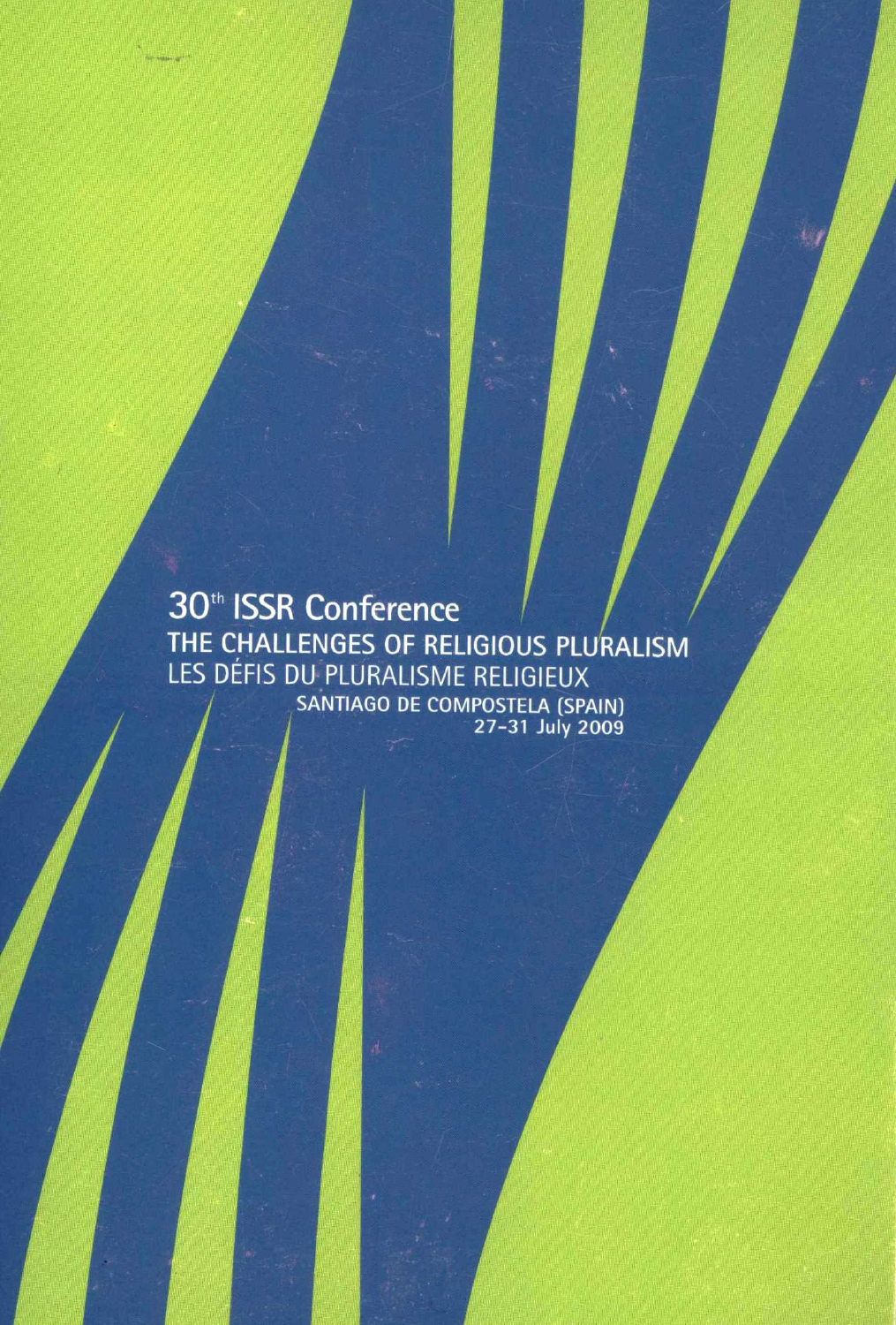# 30th ISSR Conference

## THE CHALLENGES OF RELIGIOUS PLURALISM

## LES DÉFIS DU PLURALISME RELIGIEUX

SANTIAGO DE COMPOSTELA (SPAIN)

27-31 July 2009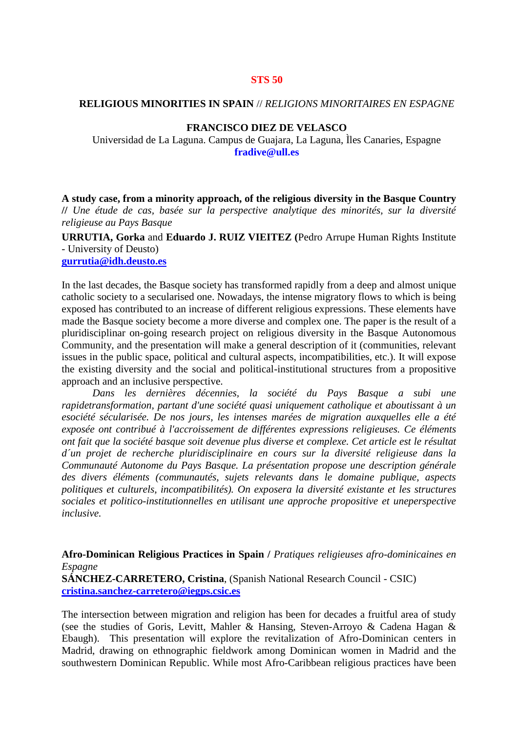**STS 50**

**RELIGIOUS MINORITIES IN SPAIN** // *RELIGIONS MINORITAIRES EN ESPAGNE*

**FRANCISCO DIEZ DE VELASCO**
Universidad de La Laguna. Campus de Guajara, La Laguna, Ìles Canaries, Espagne
**fradive@ull.es**

**A study case, from a minority approach, of the religious diversity in the Basque Country** **//** *Une étude de cas, basée sur la perspective analytique des minorités, sur la diversité religieuse au Pays Basque*

**URRUTIA, Gorka** and **Eduardo J. RUIZ VIEITEZ (**Pedro Arrupe Human Rights Institute - University of Deusto)
**gurrutia@idh.deusto.es**

In the last decades, the Basque society has transformed rapidly from a deep and almost unique catholic society to a secularised one. Nowadays, the intense migratory flows to which is being exposed has contributed to an increase of different religious expressions. These elements have made the Basque society become a more diverse and complex one. The paper is the result of a pluridisciplinar on-going research project on religious diversity in the Basque Autonomous Community, and the presentation will make a general description of it (communities, relevant issues in the public space, political and cultural aspects, incompatibilities, etc.). It will expose the existing diversity and the social and political-institutional structures from a propositive approach and an inclusive perspective.

*Dans les dernières décennies, la société du Pays Basque a subi une rapidetransformation, partant d'une société quasi uniquement catholique et aboutissant à un esociété sécularisée. De nos jours, les intenses marées de migration auxquelles elle a été exposée ont contribué à l'accroissement de différentes expressions religieuses. Ce éléments ont fait que la société basque soit devenue plus diverse et complexe. Cet article est le résultat d´un projet de recherche pluridisciplinaire en cours sur la diversité religieuse dans la Communauté Autonome du Pays Basque. La présentation propose une description générale des divers éléments (communautés, sujets relevants dans le domaine publique, aspects politiques et culturels, incompatibilités). On exposera la diversité existante et les structures sociales et politico-institutionnelles en utilisant une approche propositive et uneperspective inclusive.*

**Afro-Dominican Religious Practices in Spain /** *Pratiques religieuses afro-dominicaines en Espagne*
**SÁNCHEZ-CARRETERO, Cristina**, (Spanish National Research Council - CSIC)
**cristina.sanchez-carretero@iegps.csic.es**

The intersection between migration and religion has been for decades a fruitful area of study (see the studies of Goris, Levitt, Mahler & Hansing, Steven-Arroyo & Cadena Hagan & Ebaugh). This presentation will explore the revitalization of Afro-Dominican centers in Madrid, drawing on ethnographic fieldwork among Dominican women in Madrid and the southwestern Dominican Republic. While most Afro-Caribbean religious practices have been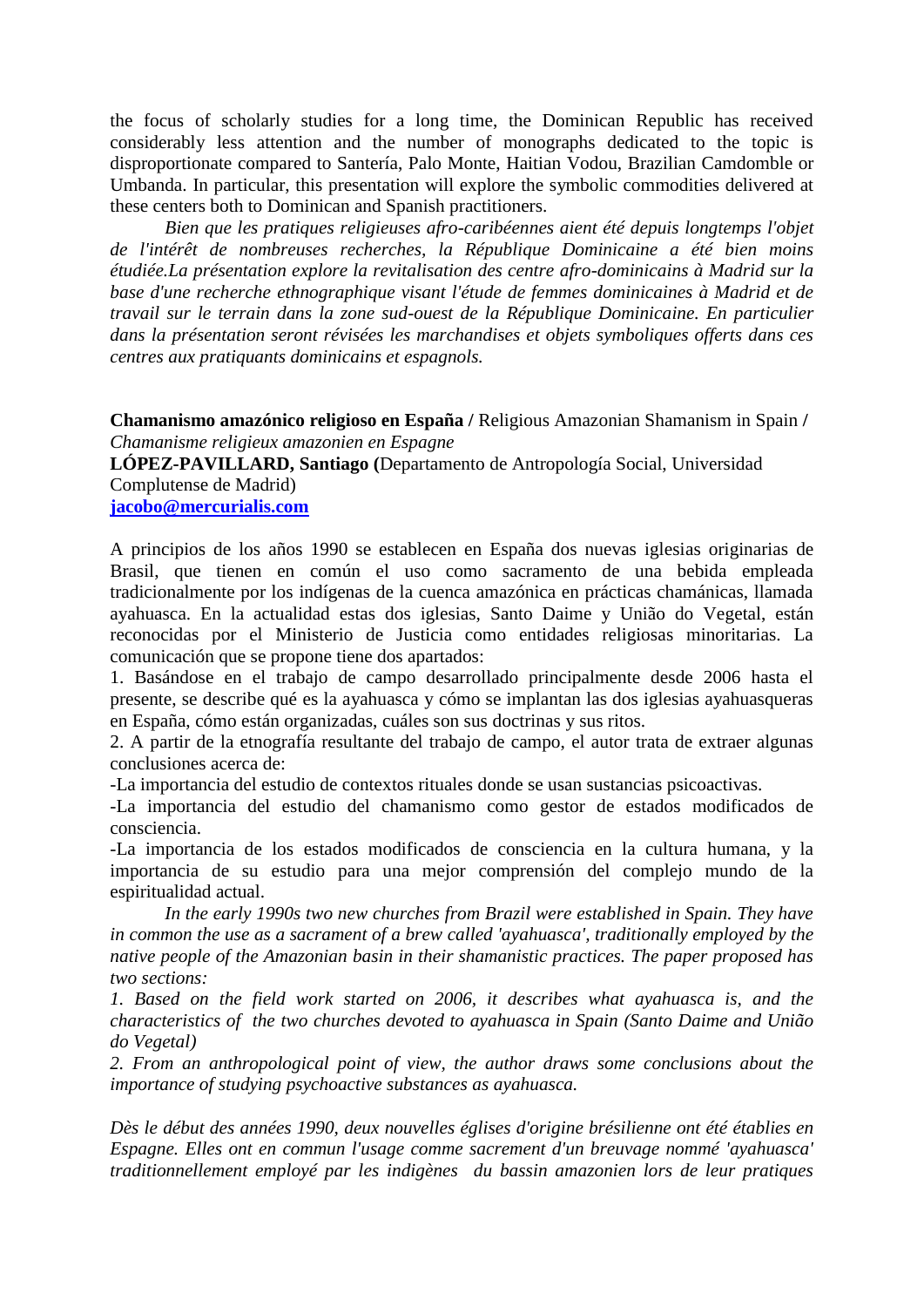the focus of scholarly studies for a long time, the Dominican Republic has received considerably less attention and the number of monographs dedicated to the topic is disproportionate compared to Santería, Palo Monte, Haitian Vodou, Brazilian Camdomble or Umbanda. In particular, this presentation will explore the symbolic commodities delivered at these centers both to Dominican and Spanish practitioners.

*Bien que les pratiques religieuses afro-caribéennes aient été depuis longtemps l'objet de l'intérêt de nombreuses recherches, la République Dominicaine a été bien moins étudiée.La présentation explore la revitalisation des centre afro-dominicains à Madrid sur la base d'une recherche ethnographique visant l'étude de femmes dominicaines à Madrid et de travail sur le terrain dans la zone sud-ouest de la République Dominicaine. En particulier dans la présentation seront révisées les marchandises et objets symboliques offerts dans ces centres aux pratiquants dominicains et espagnols.*

**Chamanismo amazónico religioso en España /** Religious Amazonian Shamanism in Spain **/** *Chamanisme religieux amazonien en Espagne*
**LÓPEZ-PAVILLARD, Santiago (**Departamento de Antropología Social, Universidad Complutense de Madrid)
**jacobo@mercurialis.com**

A principios de los años 1990 se establecen en España dos nuevas iglesias originarias de Brasil, que tienen en común el uso como sacramento de una bebida empleada tradicionalmente por los indígenas de la cuenca amazónica en prácticas chamánicas, llamada ayahuasca. En la actualidad estas dos iglesias, Santo Daime y União do Vegetal, están reconocidas por el Ministerio de Justicia como entidades religiosas minoritarias. La comunicación que se propone tiene dos apartados:

1. Basándose en el trabajo de campo desarrollado principalmente desde 2006 hasta el presente, se describe qué es la ayahuasca y cómo se implantan las dos iglesias ayahuasqueras en España, cómo están organizadas, cuáles son sus doctrinas y sus ritos.
2. A partir de la etnografía resultante del trabajo de campo, el autor trata de extraer algunas conclusiones acerca de:

-La importancia del estudio de contextos rituales donde se usan sustancias psicoactivas.
-La importancia del estudio del chamanismo como gestor de estados modificados de consciencia.
-La importancia de los estados modificados de consciencia en la cultura humana, y la importancia de su estudio para una mejor comprensión del complejo mundo de la espiritualidad actual.

*In the early 1990s two new churches from Brazil were established in Spain. They have in common the use as a sacrament of a brew called 'ayahuasca', traditionally employed by the native people of the Amazonian basin in their shamanistic practices. The paper proposed has two sections:*
*1. Based on the field work started on 2006, it describes what ayahuasca is, and the characteristics of the two churches devoted to ayahuasca in Spain (Santo Daime and União do Vegetal)*
*2. From an anthropological point of view, the author draws some conclusions about the importance of studying psychoactive substances as ayahuasca.*

*Dès le début des années 1990, deux nouvelles églises d'origine brésilienne ont été établies en Espagne. Elles ont en commun l'usage comme sacrement d'un breuvage nommé 'ayahuasca' traditionnellement employé par les indigènes du bassin amazonien lors de leur pratiques*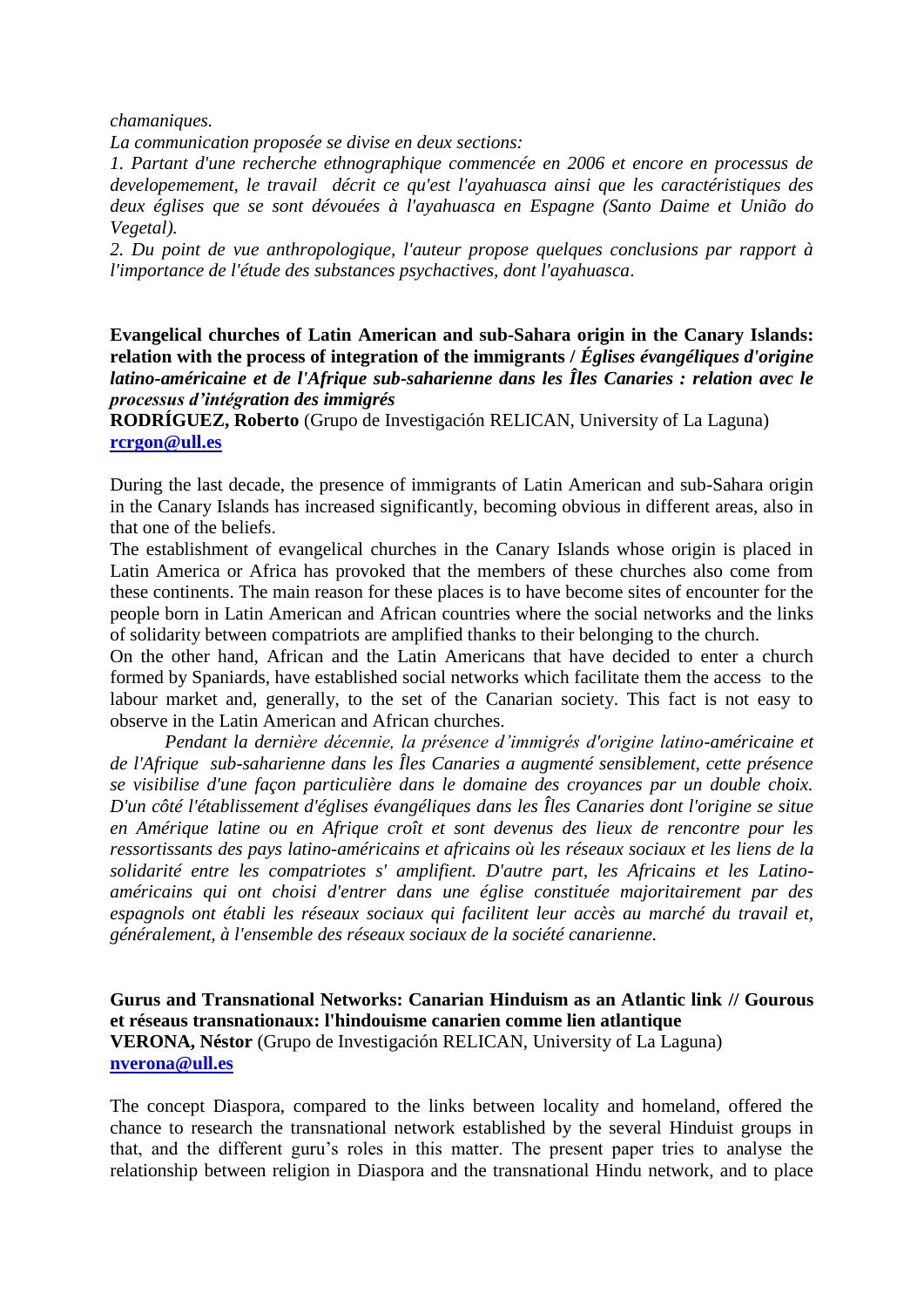*chamaniques.*

*La communication proposée se divise en deux sections:*

*1. Partant d'une recherche ethnographique commencée en 2006 et encore en processus de developemement, le travail décrit ce qu'est l'ayahuasca ainsi que les caractéristiques des deux églises que se sont dévouées à l'ayahuasca en Espagne (Santo Daime et União do Vegetal).*

*2. Du point de vue anthropologique, l'auteur propose quelques conclusions par rapport à l'importance de l'étude des substances psychactives, dont l'ayahuasca.*

**Evangelical churches of Latin American and sub-Sahara origin in the Canary Islands: relation with the process of integration of the immigrants /** ***Églises évangéliques d'origine latino-américaine et de l'Afrique sub-saharienne dans les Îles Canaries : relation avec le processus d'intégration des immigrés***

**RODRÍGUEZ, Roberto** (Grupo de Investigación RELICAN, University of La Laguna)
**rcrgon@ull.es**

During the last decade, the presence of immigrants of Latin American and sub-Sahara origin in the Canary Islands has increased significantly, becoming obvious in different areas, also in that one of the beliefs.

The establishment of evangelical churches in the Canary Islands whose origin is placed in Latin America or Africa has provoked that the members of these churches also come from these continents. The main reason for these places is to have become sites of encounter for the people born in Latin American and African countries where the social networks and the links of solidarity between compatriots are amplified thanks to their belonging to the church.

On the other hand, African and the Latin Americans that have decided to enter a church formed by Spaniards, have established social networks which facilitate them the access to the labour market and, generally, to the set of the Canarian society. This fact is not easy to observe in the Latin American and African churches.

*Pendant la dernière décennie, la présence d'immigrés d'origine latino-américaine et de l'Afrique sub-saharienne dans les Îles Canaries a augmenté sensiblement, cette présence se visibilise d'une façon particulière dans le domaine des croyances par un double choix. D'un côté l'établissement d'églises évangéliques dans les Îles Canaries dont l'origine se situe en Amérique latine ou en Afrique croît et sont devenus des lieux de rencontre pour les ressortissants des pays latino-américains et africains où les réseaux sociaux et les liens de la solidarité entre les compatriotes s' amplifient. D'autre part, les Africains et les Latino-américains qui ont choisi d'entrer dans une église constituée majoritairement par des espagnols ont établi les réseaux sociaux qui facilitent leur accès au marché du travail et, généralement, à l'ensemble des réseaux sociaux de la société canarienne.*

**Gurus and Transnational Networks: Canarian Hinduism as an Atlantic link // Gourous et réseaus transnationaux: l'hindouisme canarien comme lien atlantique**

**VERONA, Néstor** (Grupo de Investigación RELICAN, University of La Laguna)
**nverona@ull.es**

The concept Diaspora, compared to the links between locality and homeland, offered the chance to research the transnational network established by the several Hinduist groups in that, and the different guru's roles in this matter. The present paper tries to analyse the relationship between religion in Diaspora and the transnational Hindu network, and to place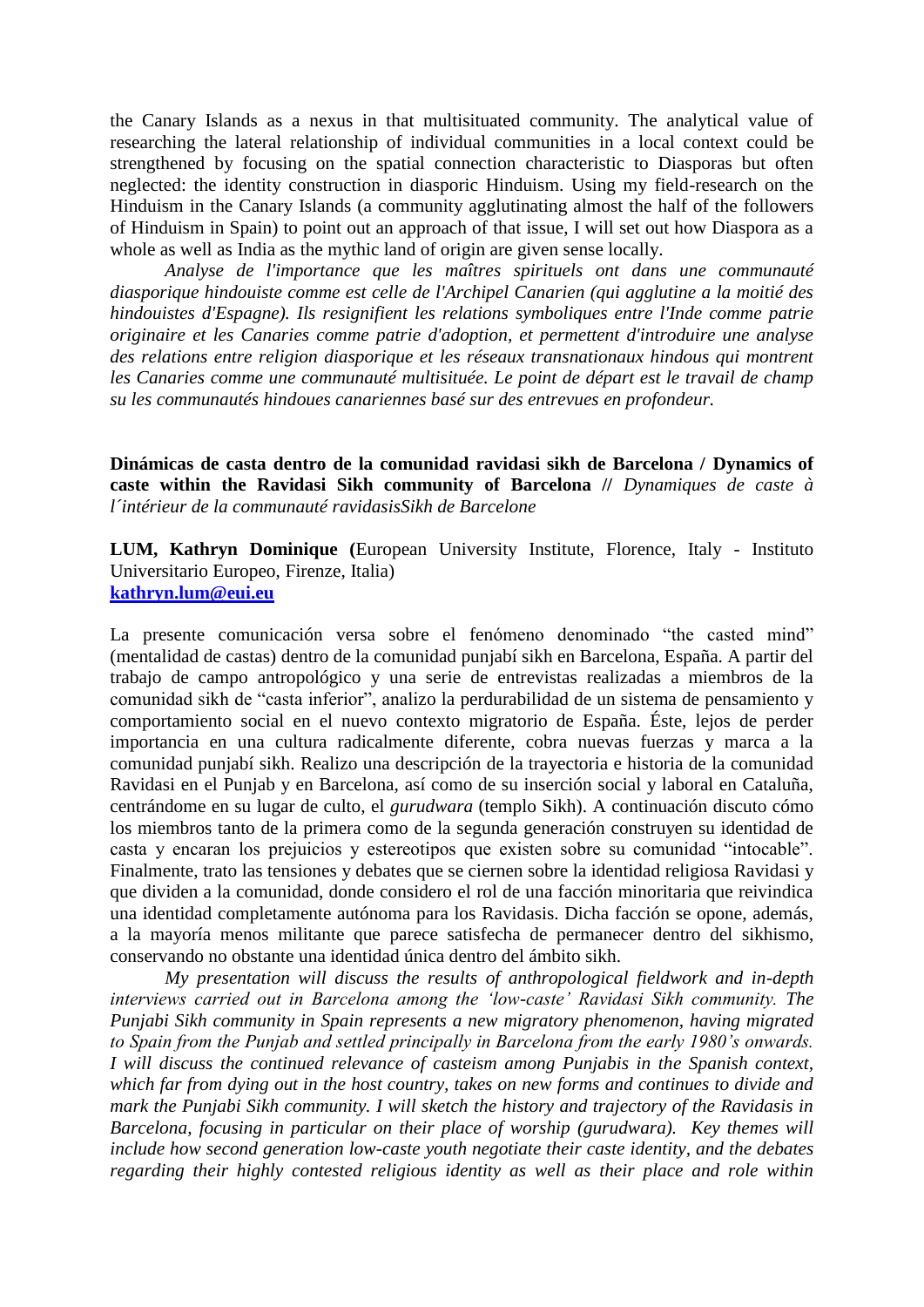the Canary Islands as a nexus in that multisituated community. The analytical value of researching the lateral relationship of individual communities in a local context could be strengthened by focusing on the spatial connection characteristic to Diasporas but often neglected: the identity construction in diasporic Hinduism. Using my field-research on the Hinduism in the Canary Islands (a community agglutinating almost the half of the followers of Hinduism in Spain) to point out an approach of that issue, I will set out how Diaspora as a whole as well as India as the mythic land of origin are given sense locally.

*Analyse de l'importance que les maîtres spirituels ont dans une communauté diasporique hindouiste comme est celle de l'Archipel Canarien (qui agglutine a la moitié des hindouistes d'Espagne). Ils resignifient les relations symboliques entre l'Inde comme patrie originaire et les Canaries comme patrie d'adoption, et permettent d'introduire une analyse des relations entre religion diasporique et les réseaux transnationaux hindous qui montrent les Canaries comme une communauté multisituée. Le point de départ est le travail de champ su les communautés hindoues canariennes basé sur des entrevues en profondeur.*

**Dinámicas de casta dentro de la comunidad ravidasi sikh de Barcelona / Dynamics of caste within the Ravidasi Sikh community of Barcelona //** *Dynamiques de caste à l´intérieur de la communauté ravidasisSikh de Barcelone*

**LUM, Kathryn Dominique (**European University Institute, Florence, Italy - Instituto Universitario Europeo, Firenze, Italia)
**kathryn.lum@eui.eu**

La presente comunicación versa sobre el fenómeno denominado "the casted mind" (mentalidad de castas) dentro de la comunidad punjabí sikh en Barcelona, España. A partir del trabajo de campo antropológico y una serie de entrevistas realizadas a miembros de la comunidad sikh de "casta inferior", analizo la perdurabilidad de un sistema de pensamiento y comportamiento social en el nuevo contexto migratorio de España. Éste, lejos de perder importancia en una cultura radicalmente diferente, cobra nuevas fuerzas y marca a la comunidad punjabí sikh. Realizo una descripción de la trayectoria e historia de la comunidad Ravidasi en el Punjab y en Barcelona, así como de su inserción social y laboral en Cataluña, centrándome en su lugar de culto, el *gurudwara* (templo Sikh). A continuación discuto cómo los miembros tanto de la primera como de la segunda generación construyen su identidad de casta y encaran los prejuicios y estereotipos que existen sobre su comunidad "intocable". Finalmente, trato las tensiones y debates que se ciernen sobre la identidad religiosa Ravidasi y que dividen a la comunidad, donde considero el rol de una facción minoritaria que reivindica una identidad completamente autónoma para los Ravidasis. Dicha facción se opone, además, a la mayoría menos militante que parece satisfecha de permanecer dentro del sikhismo, conservando no obstante una identidad única dentro del ámbito sikh.

*My presentation will discuss the results of anthropological fieldwork and in-depth interviews carried out in Barcelona among the 'low-caste' Ravidasi Sikh community. The Punjabi Sikh community in Spain represents a new migratory phenomenon, having migrated to Spain from the Punjab and settled principally in Barcelona from the early 1980's onwards. I will discuss the continued relevance of casteism among Punjabis in the Spanish context, which far from dying out in the host country, takes on new forms and continues to divide and mark the Punjabi Sikh community. I will sketch the history and trajectory of the Ravidasis in Barcelona, focusing in particular on their place of worship (gurudwara). Key themes will include how second generation low-caste youth negotiate their caste identity, and the debates regarding their highly contested religious identity as well as their place and role within*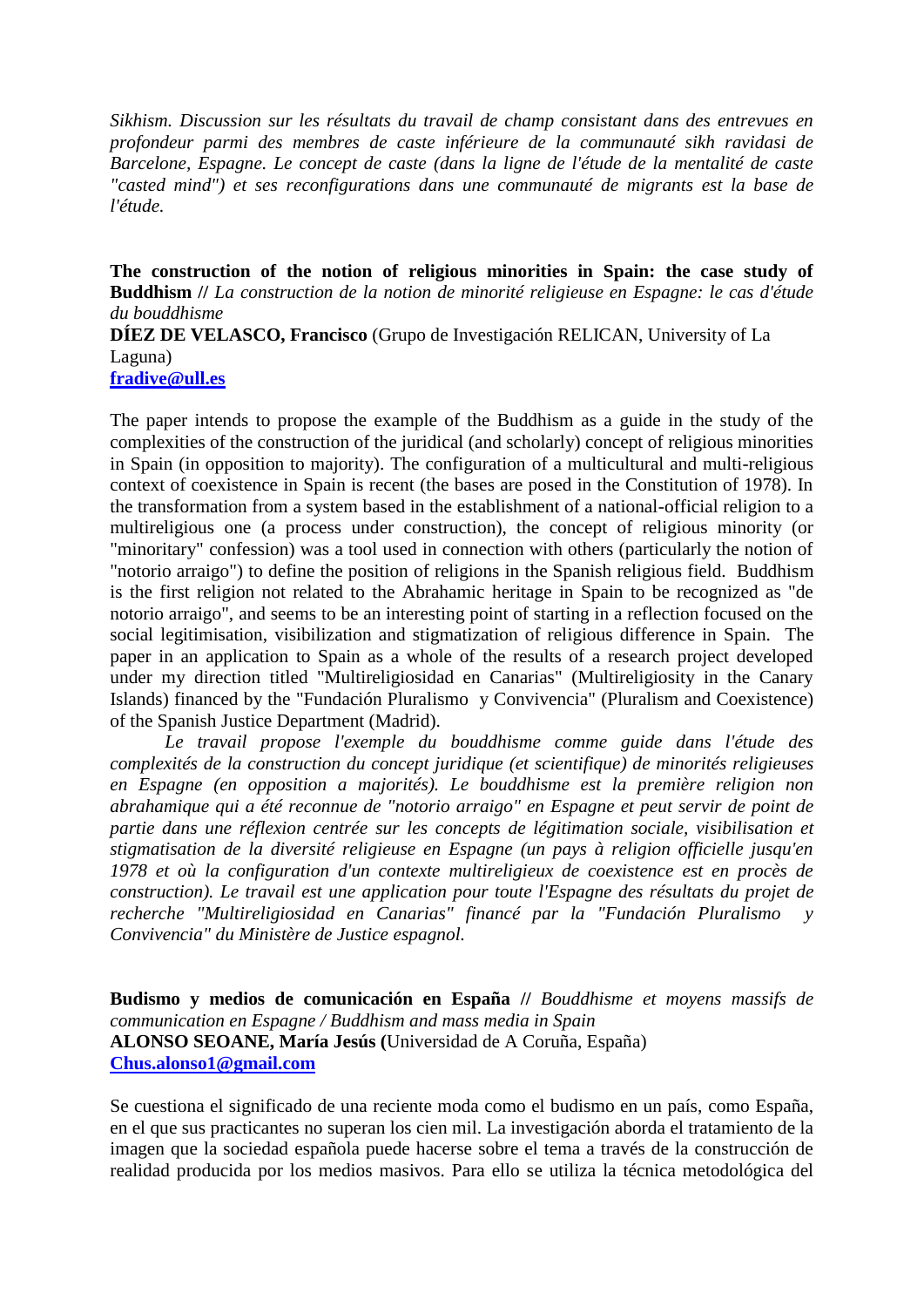*Sikhism. Discussion sur les résultats du travail de champ consistant dans des entrevues en profondeur parmi des membres de caste inférieure de la communauté sikh ravidasi de Barcelone, Espagne. Le concept de caste (dans la ligne de l'étude de la mentalité de caste "casted mind") et ses reconfigurations dans une communauté de migrants est la base de l'étude.*

**The construction of the notion of religious minorities in Spain: the case study of Buddhism //** *La construction de la notion de minorité religieuse en Espagne: le cas d'étude du bouddhisme*
**DÍEZ DE VELASCO, Francisco** (Grupo de Investigación RELICAN, University of La Laguna)
**fradive@ull.es**

The paper intends to propose the example of the Buddhism as a guide in the study of the complexities of the construction of the juridical (and scholarly) concept of religious minorities in Spain (in opposition to majority). The configuration of a multicultural and multi-religious context of coexistence in Spain is recent (the bases are posed in the Constitution of 1978). In the transformation from a system based in the establishment of a national-official religion to a multireligious one (a process under construction), the concept of religious minority (or "minoritary" confession) was a tool used in connection with others (particularly the notion of "notorio arraigo") to define the position of religions in the Spanish religious field. Buddhism is the first religion not related to the Abrahamic heritage in Spain to be recognized as "de notorio arraigo", and seems to be an interesting point of starting in a reflection focused on the social legitimisation, visibilization and stigmatization of religious difference in Spain. The paper in an application to Spain as a whole of the results of a research project developed under my direction titled "Multireligiosidad en Canarias" (Multireligiosity in the Canary Islands) financed by the "Fundación Pluralismo y Convivencia" (Pluralism and Coexistence) of the Spanish Justice Department (Madrid).

*Le travail propose l'exemple du bouddhisme comme guide dans l'étude des complexités de la construction du concept juridique (et scientifique) de minorités religieuses en Espagne (en opposition a majorités). Le bouddhisme est la première religion non abrahamique qui a été reconnue de "notorio arraigo" en Espagne et peut servir de point de partie dans une réflexion centrée sur les concepts de légitimation sociale, visibilisation et stigmatisation de la diversité religieuse en Espagne (un pays à religion officielle jusqu'en 1978 et où la configuration d'un contexte multireligieux de coexistence est en procès de construction). Le travail est une application pour toute l'Espagne des résultats du projet de recherche "Multireligiosidad en Canarias" financé par la "Fundación Pluralismo y Convivencia" du Ministère de Justice espagnol.*

**Budismo y medios de comunicación en España //** *Bouddhisme et moyens massifs de communication en Espagne / Buddhism and mass media in Spain*
**ALONSO SEOANE, María Jesús (**Universidad de A Coruña, España)
**Chus.alonso1@gmail.com**

Se cuestiona el significado de una reciente moda como el budismo en un país, como España, en el que sus practicantes no superan los cien mil. La investigación aborda el tratamiento de la imagen que la sociedad española puede hacerse sobre el tema a través de la construcción de realidad producida por los medios masivos. Para ello se utiliza la técnica metodológica del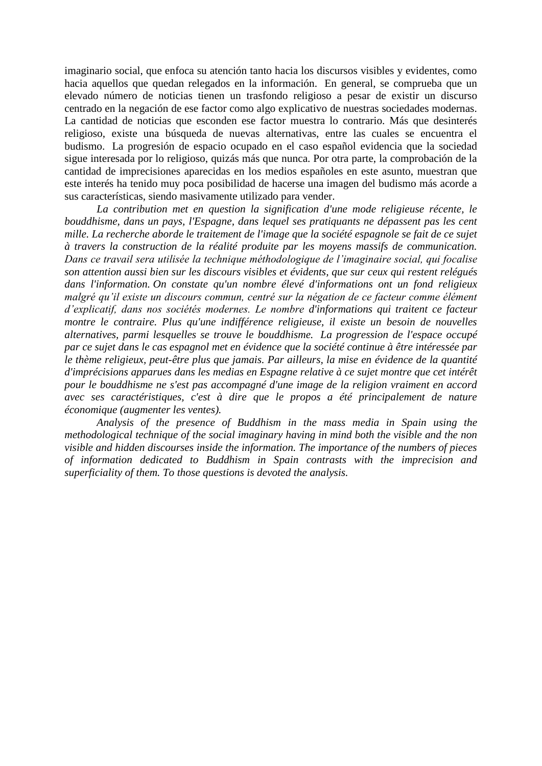imaginario social, que enfoca su atención tanto hacia los discursos visibles y evidentes, como hacia aquellos que quedan relegados en la información. En general, se comprueba que un elevado número de noticias tienen un trasfondo religioso a pesar de existir un discurso centrado en la negación de ese factor como algo explicativo de nuestras sociedades modernas. La cantidad de noticias que esconden ese factor muestra lo contrario. Más que desinterés religioso, existe una búsqueda de nuevas alternativas, entre las cuales se encuentra el budismo. La progresión de espacio ocupado en el caso español evidencia que la sociedad sigue interesada por lo religioso, quizás más que nunca. Por otra parte, la comprobación de la cantidad de imprecisiones aparecidas en los medios españoles en este asunto, muestran que este interés ha tenido muy poca posibilidad de hacerse una imagen del budismo más acorde a sus características, siendo masivamente utilizado para vender.

*La contribution met en question la signification d'une mode religieuse récente, le bouddhisme, dans un pays, l'Espagne, dans lequel ses pratiquants ne dépassent pas les cent mille. La recherche aborde le traitement de l'image que la société espagnole se fait de ce sujet à travers la construction de la réalité produite par les moyens massifs de communication. Dans ce travail sera utilisée la technique méthodologique de l'imaginaire social, qui focalise son attention aussi bien sur les discours visibles et évidents, que sur ceux qui restent relégués dans l'information. On constate qu'un nombre élevé d'informations ont un fond religieux malgré qu'il existe un discours commun, centré sur la négation de ce facteur comme élément d'explicatif, dans nos sociétés modernes. Le nombre d'informations qui traitent ce facteur montre le contraire. Plus qu'une indifférence religieuse, il existe un besoin de nouvelles alternatives, parmi lesquelles se trouve le bouddhisme. La progression de l'espace occupé par ce sujet dans le cas espagnol met en évidence que la société continue à être intéressée par le thème religieux, peut-être plus que jamais. Par ailleurs, la mise en évidence de la quantité d'imprécisions apparues dans les medias en Espagne relative à ce sujet montre que cet intérêt pour le bouddhisme ne s'est pas accompagné d'une image de la religion vraiment en accord avec ses caractéristiques, c'est à dire que le propos a été principalement de nature économique (augmenter les ventes).*

*Analysis of the presence of Buddhism in the mass media in Spain using the methodological technique of the social imaginary having in mind both the visible and the non visible and hidden discourses inside the information. The importance of the numbers of pieces of information dedicated to Buddhism in Spain contrasts with the imprecision and superficiality of them. To those questions is devoted the analysis.*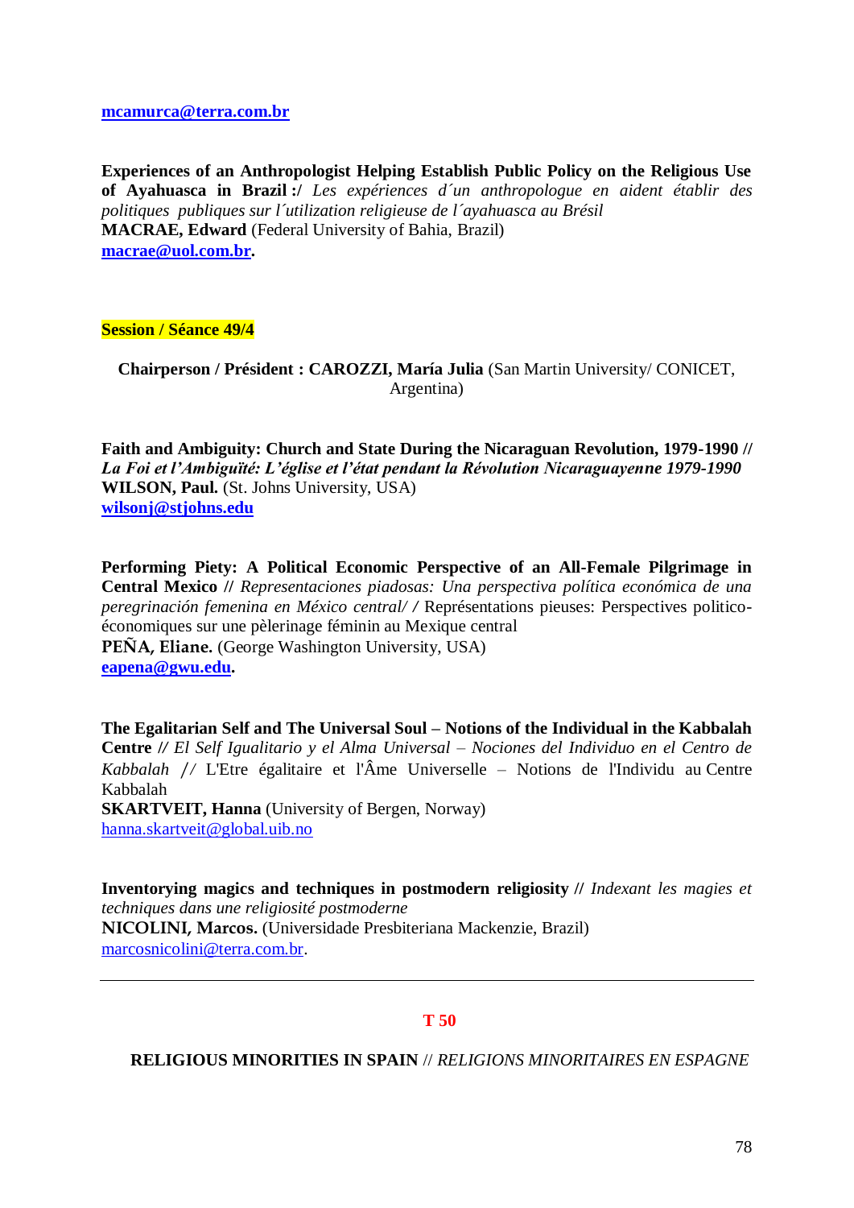[mcamurca@terra.com.br](mailto:mcamurca@terra.com.br)

**Experiences of an Anthropologist Helping Establish Public Policy on the Religious Use of Ayahuasca in Brazil :/** *Les expériences d´un anthropologue en aident établir des politiques publiques sur l´utilization religieuse de l´ayahuasca au Brésil*
**MACRAE, Edward** (Federal University of Bahia, Brazil)
**[macrae@uol.com.br](mailto:macrae@uol.com.br).**

**Session / Séance 49/4**

**Chairperson / Président : CAROZZI, María Julia** (San Martin University/ CONICET, Argentina)

**Faith and Ambiguity: Church and State During the Nicaraguan Revolution, 1979-1990 //** ***La Foi et l'Ambiguïté: L'église et l'état pendant la Révolution Nicaraguayenne 1979-1990***
**WILSON, Paul.** (St. Johns University, USA)
**[wilsonj@stjohns.edu](mailto:wilsonj@stjohns.edu)**

**Performing Piety: A Political Economic Perspective of an All-Female Pilgrimage in Central Mexico //** *Representaciones piadosas: Una perspectiva política económica de una peregrinación femenina en México central/ /* Représentations pieuses: Perspectives politico-économiques sur une pèlerinage féminin au Mexique central
**PEÑA, Eliane.** (George Washington University, USA)
**[eapena@gwu.edu](mailto:eapena@gwu.edu).**

**The Egalitarian Self and The Universal Soul – Notions of the Individual in the Kabbalah Centre //** *El Self Igualitario y el Alma Universal – Nociones del Individuo en el Centro de Kabbalah //* L'Etre égalitaire et l'Âme Universelle – Notions de l'Individu au Centre Kabbalah
**SKARTVEIT, Hanna** (University of Bergen, Norway)
[hanna.skartveit@global.uib.no](mailto:hanna.skartveit@global.uib.no)

**Inventorying magics and techniques in postmodern religiosity //** *Indexant les magies et techniques dans une religiosité postmoderne*
**NICOLINI, Marcos.** (Universidade Presbiteriana Mackenzie, Brazil)
[marcosnicolini@terra.com.br](mailto:marcosnicolini@terra.com.br).

---

## T 50

**RELIGIOUS MINORITIES IN SPAIN** // *RELIGIONS MINORITAIRES EN ESPAGNE*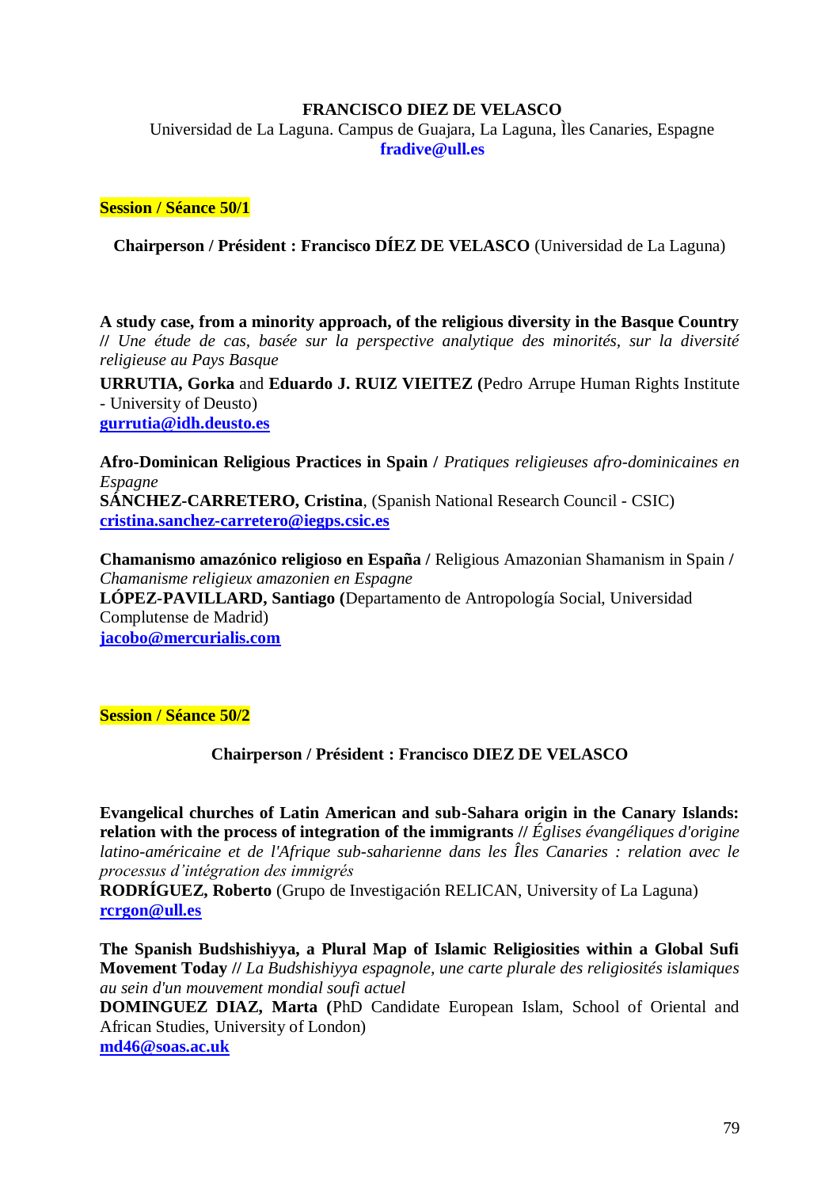**FRANCISCO DIEZ DE VELASCO**
Universidad de La Laguna. Campus de Guajara, La Laguna, Ìles Canaries, Espagne
**fradive@ull.es**

**Session / Séance 50/1**

**Chairperson / Président : Francisco DÍEZ DE VELASCO** (Universidad de La Laguna)

**A study case, from a minority approach, of the religious diversity in the Basque Country //** *Une étude de cas, basée sur la perspective analytique des minorités, sur la diversité religieuse au Pays Basque*
**URRUTIA, Gorka** and **Eduardo J. RUIZ VIEITEZ (**Pedro Arrupe Human Rights Institute - University of Deusto)
**gurrutia@idh.deusto.es**

**Afro-Dominican Religious Practices in Spain /** *Pratiques religieuses afro-dominicaines en Espagne*
**SÁNCHEZ-CARRETERO, Cristina**, (Spanish National Research Council - CSIC)
**cristina.sanchez-carretero@iegps.csic.es**

**Chamanismo amazónico religioso en España /** Religious Amazonian Shamanism in Spain **/** *Chamanisme religieux amazonien en Espagne*
**LÓPEZ-PAVILLARD, Santiago (**Departamento de Antropología Social, Universidad Complutense de Madrid)
**jacobo@mercurialis.com**

**Session / Séance 50/2**

**Chairperson / Président : Francisco DIEZ DE VELASCO**

**Evangelical churches of Latin American and sub-Sahara origin in the Canary Islands: relation with the process of integration of the immigrants //** *Églises évangéliques d'origine latino-américaine et de l'Afrique sub-saharienne dans les Îles Canaries : relation avec le processus d'intégration des immigrés*
**RODRÍGUEZ, Roberto** (Grupo de Investigación RELICAN, University of La Laguna)
**rcrgon@ull.es**

**The Spanish Budshishiyya, a Plural Map of Islamic Religiosities within a Global Sufi Movement Today //** *La Budshishiyya espagnole, une carte plurale des religiosités islamiques au sein d'un mouvement mondial soufi actuel*
**DOMINGUEZ DIAZ, Marta (**PhD Candidate European Islam, School of Oriental and African Studies, University of London)
**md46@soas.ac.uk**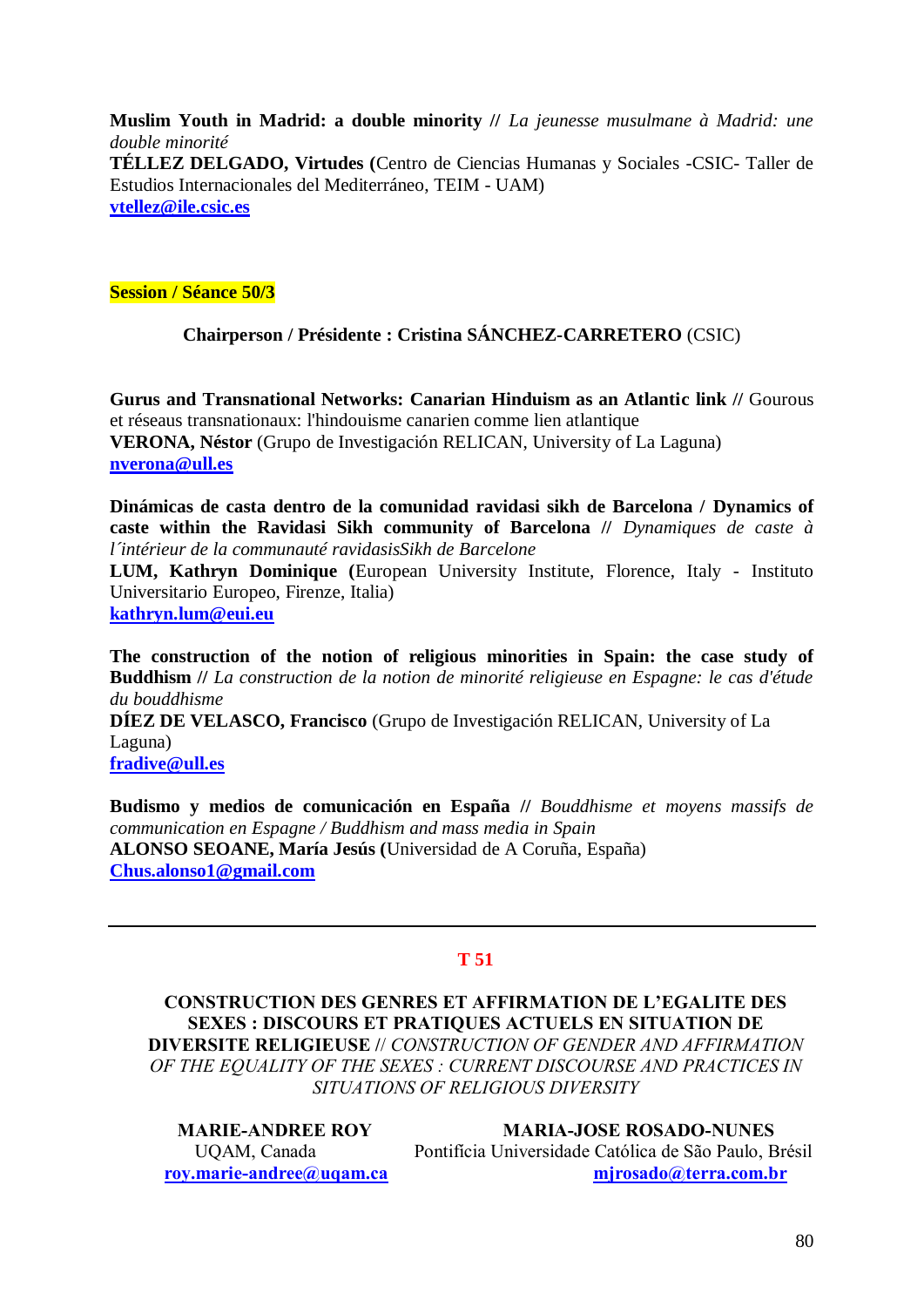**Muslim Youth in Madrid: a double minority //** *La jeunesse musulmane à Madrid: une double minorité*
**TÉLLEZ DELGADO, Virtudes (**Centro de Ciencias Humanas y Sociales -CSIC- Taller de Estudios Internacionales del Mediterráneo, TEIM - UAM)
**vtellez@ile.csic.es**

**Session / Séance 50/3**

**Chairperson / Présidente : Cristina SÁNCHEZ-CARRETERO** (CSIC)

**Gurus and Transnational Networks: Canarian Hinduism as an Atlantic link //** Gourous et réseaux transnationaux: l'hindouisme canarien comme lien atlantique
**VERONA, Néstor** (Grupo de Investigación RELICAN, University of La Laguna)
**nverona@ull.es**

**Dinámicas de casta dentro de la comunidad ravidasi sikh de Barcelona / Dynamics of caste within the Ravidasi Sikh community of Barcelona //** *Dynamiques de caste à l´intérieur de la communauté ravidasisSikh de Barcelone*
**LUM, Kathryn Dominique (**European University Institute, Florence, Italy - Instituto Universitario Europeo, Firenze, Italia)
**kathryn.lum@eui.eu**

**The construction of the notion of religious minorities in Spain: the case study of Buddhism //** *La construction de la notion de minorité religieuse en Espagne: le cas d'étude du bouddhisme*
**DÍEZ DE VELASCO, Francisco** (Grupo de Investigación RELICAN, University of La Laguna)
**fradive@ull.es**

**Budismo y medios de comunicación en España //** *Bouddhisme et moyens massifs de communication en Espagne / Buddhism and mass media in Spain*
**ALONSO SEOANE, María Jesús (**Universidad de A Coruña, España)
**Chus.alonso1@gmail.com**

---

## T 51

### CONSTRUCTION DES GENRES ET AFFIRMATION DE L'EGALITE DES SEXES : DISCOURS ET PRATIQUES ACTUELS EN SITUATION DE DIVERSITE RELIGIEUSE // *CONSTRUCTION OF GENDER AND AFFIRMATION OF THE EQUALITY OF THE SEXES : CURRENT DISCOURSE AND PRACTICES IN SITUATIONS OF RELIGIOUS DIVERSITY*

**MARIE-ANDREE ROY**
UQAM, Canada
**roy.marie-andree@uqam.ca**

**MARIA-JOSE ROSADO-NUNES**
Pontificia Universidade Católica de São Paulo, Brésil
**mjrosado@terra.com.br**